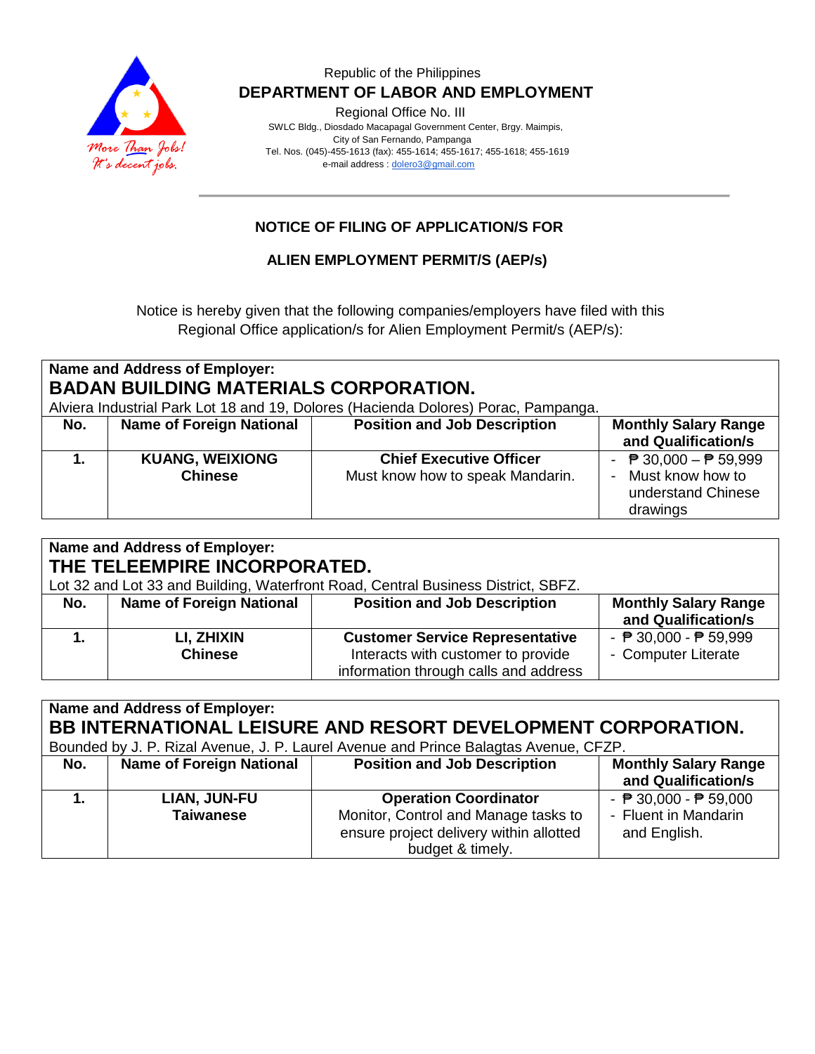Republic of the Philippines

**DEPARTMENT OF LABOR AND EMPLOYMENT**

Regional Office No. III

SWLC Bldg., Diosdado Macapagal Government Center, Brgy. Maimpis,
City of San Fernando, Pampanga
Tel. Nos. (045)-455-1613 (fax): 455-1614; 455-1617; 455-1618; 455-1619
e-mail address : dolero3@gmail.com

## NOTICE OF FILING OF APPLICATION/S FOR

## ALIEN EMPLOYMENT PERMIT/S (AEP/s)

Notice is hereby given that the following companies/employers have filed with this Regional Office application/s for Alien Employment Permit/s (AEP/s):

**Name and Address of Employer:**
**BADAN BUILDING MATERIALS CORPORATION.**
Alviera Industrial Park Lot 18 and 19, Dolores (Hacienda Dolores) Porac, Pampanga.

| No. | Name of Foreign National | Position and Job Description | Monthly Salary Range and Qualification/s |
|---|---|---|---|
| **1.** | **KUANG, WEIXIONG** **Chinese** | **Chief Executive Officer** Must know how to speak Mandarin. | - ₱ 30,000 – ₱ 59,999 - Must know how to understand Chinese drawings |

**Name and Address of Employer:**
**THE TELEEMPIRE INCORPORATED.**
Lot 32 and Lot 33 and Building, Waterfront Road, Central Business District, SBFZ.

| No. | Name of Foreign National | Position and Job Description | Monthly Salary Range and Qualification/s |
|---|---|---|---|
| **1.** | **LI, ZHIXIN** **Chinese** | **Customer Service Representative** Interacts with customer to provide information through calls and address | - ₱ 30,000 - ₱ 59,999 - Computer Literate |

**Name and Address of Employer:**
**BB INTERNATIONAL LEISURE AND RESORT DEVELOPMENT CORPORATION.**
Bounded by J. P. Rizal Avenue, J. P. Laurel Avenue and Prince Balagtas Avenue, CFZP.

| No. | Name of Foreign National | Position and Job Description | Monthly Salary Range and Qualification/s |
|---|---|---|---|
| **1.** | **LIAN, JUN-FU** **Taiwanese** | **Operation Coordinator** Monitor, Control and Manage tasks to ensure project delivery within allotted budget & timely. | - ₱ 30,000 - ₱ 59,000 - Fluent in Mandarin and English. |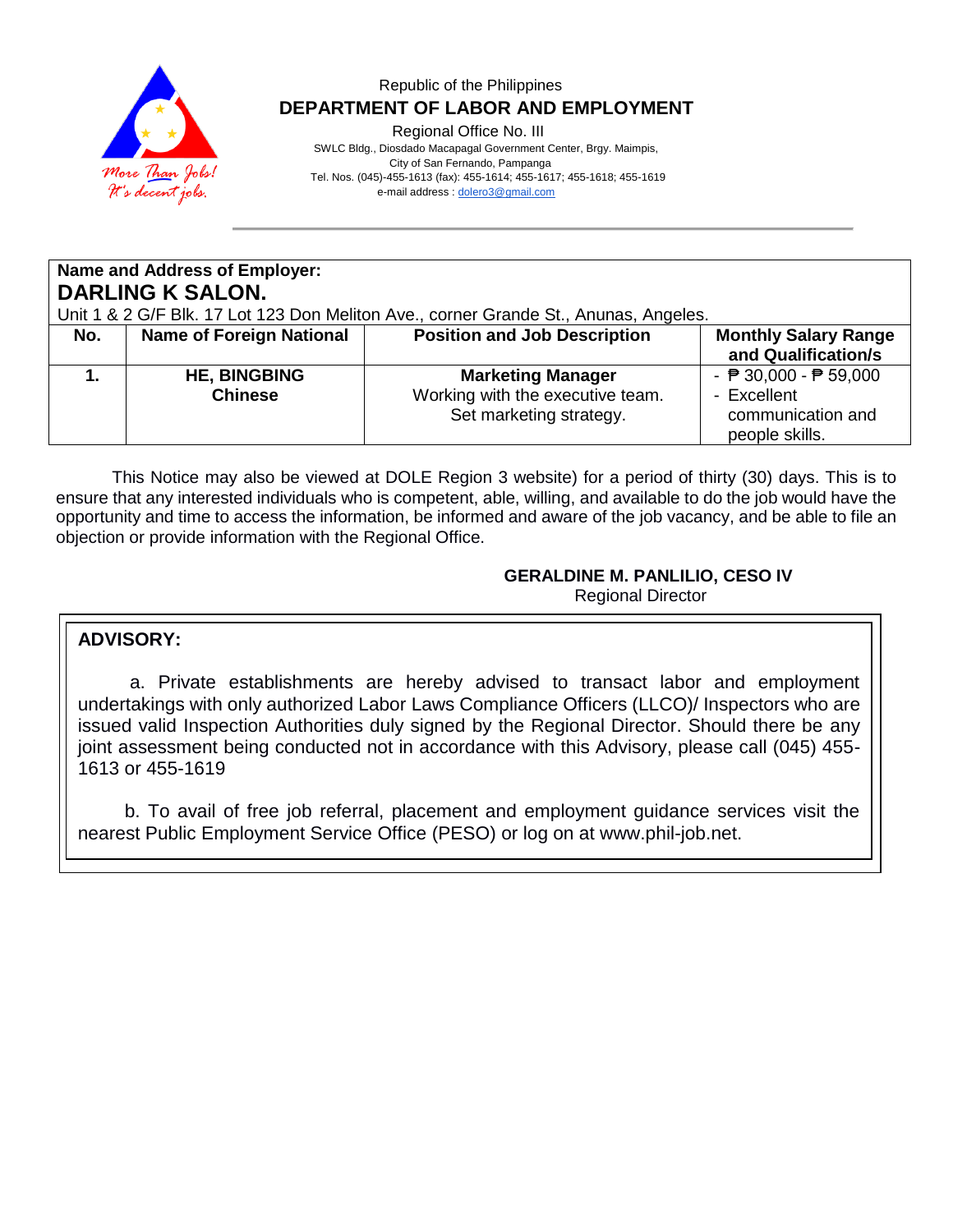Republic of the Philippines

**DEPARTMENT OF LABOR AND EMPLOYMENT**

Regional Office No. III

SWLC Bldg., Diosdado Macapagal Government Center, Brgy. Maimpis,
City of San Fernando, Pampanga
Tel. Nos. (045)-455-1613 (fax): 455-1614; 455-1617; 455-1618; 455-1619
e-mail address : dolero3@gmail.com

**Name and Address of Employer:**

**DARLING K SALON.**

Unit 1 & 2 G/F Blk. 17 Lot 123 Don Meliton Ave., corner Grande St., Anunas, Angeles.

| No. | Name of Foreign National | Position and Job Description | Monthly Salary Range and Qualification/s |
|---|---|---|---|
| **1.** | **HE, BINGBING**<br>**Chinese** | **Marketing Manager**<br>Working with the executive team.<br>Set marketing strategy. | - ₱ 30,000 - ₱ 59,000<br>- Excellent communication and people skills. |

This Notice may also be viewed at DOLE Region 3 website) for a period of thirty (30) days. This is to ensure that any interested individuals who is competent, able, willing, and available to do the job would have the opportunity and time to access the information, be informed and aware of the job vacancy, and be able to file an objection or provide information with the Regional Office.

**GERALDINE M. PANLILIO, CESO IV**
Regional Director

**ADVISORY:**

a. Private establishments are hereby advised to transact labor and employment undertakings with only authorized Labor Laws Compliance Officers (LLCO)/ Inspectors who are issued valid Inspection Authorities duly signed by the Regional Director. Should there be any joint assessment being conducted not in accordance with this Advisory, please call (045) 455-1613 or 455-1619

b. To avail of free job referral, placement and employment guidance services visit the nearest Public Employment Service Office (PESO) or log on at www.phil-job.net.